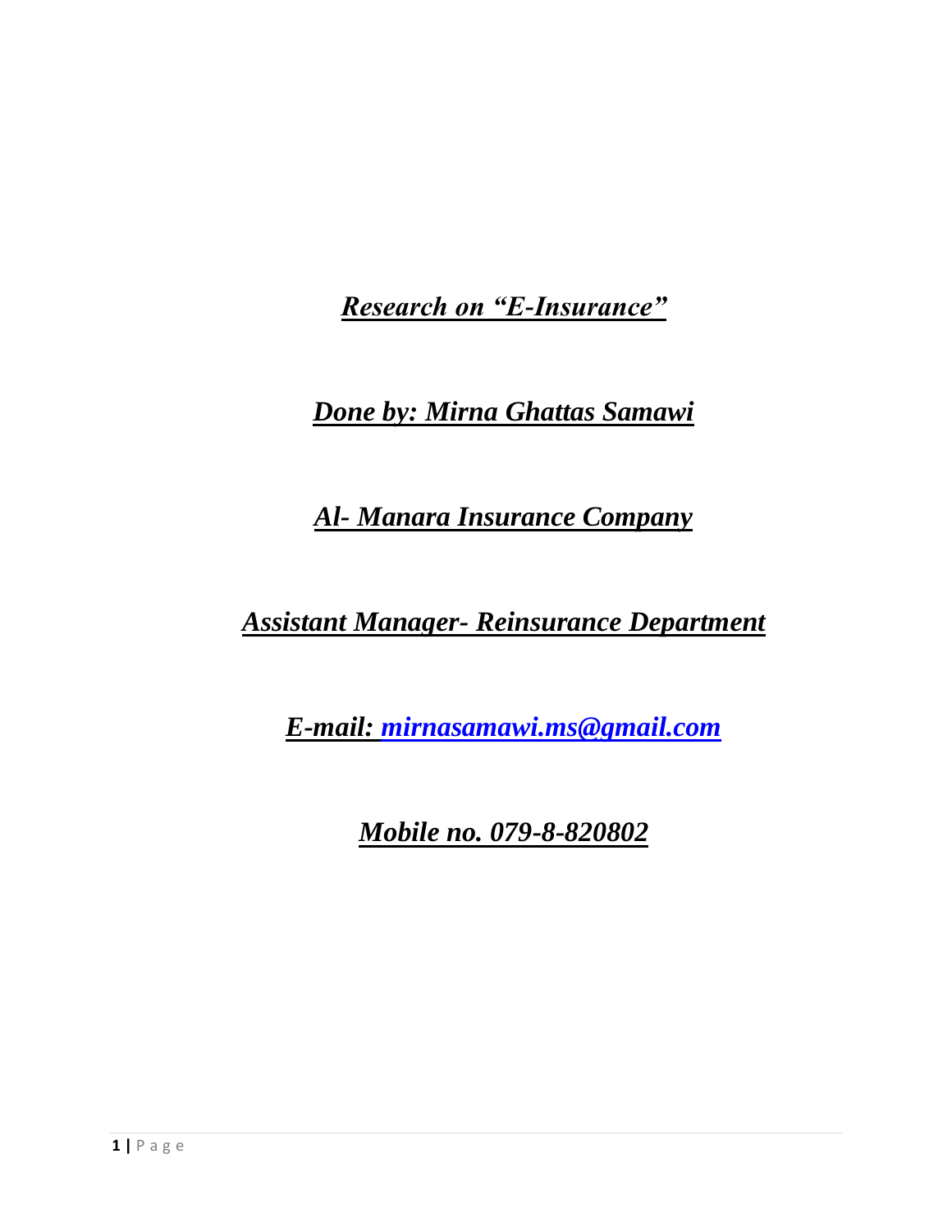***Research on "E-Insurance"***

***Done by: Mirna Ghattas Samawi***

***Al- Manara Insurance Company***

***Assistant Manager- Reinsurance Department***

***E-mail: mirnasamawi.ms@gmail.com***

***Mobile no. 079-8-820802***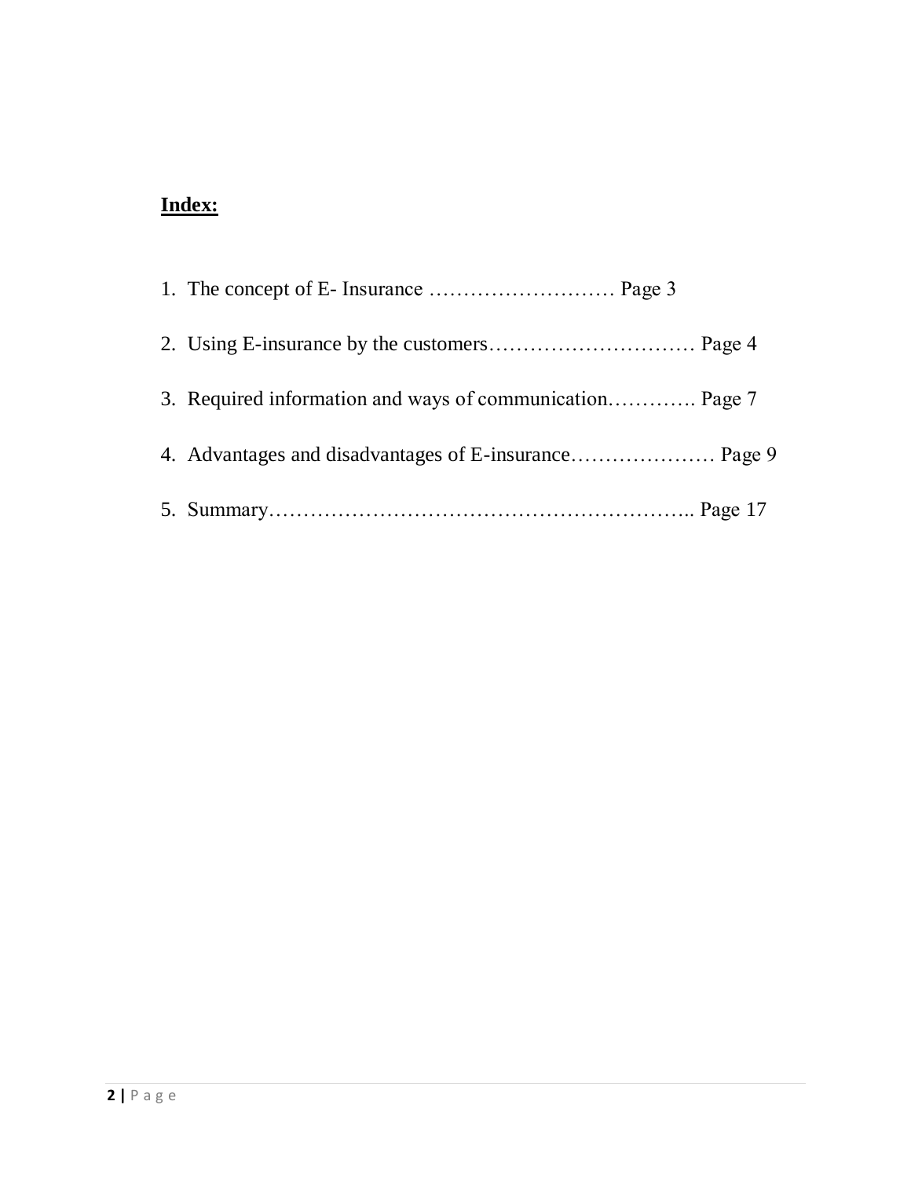**Index:**

1. The concept of E- Insurance ……………………… Page 3
2. Using E-insurance by the customers………………………… Page 4
3. Required information and ways of communication…………. Page 7
4. Advantages and disadvantages of E-insurance………………… Page 9
5. Summary…………………………………………………….. Page 17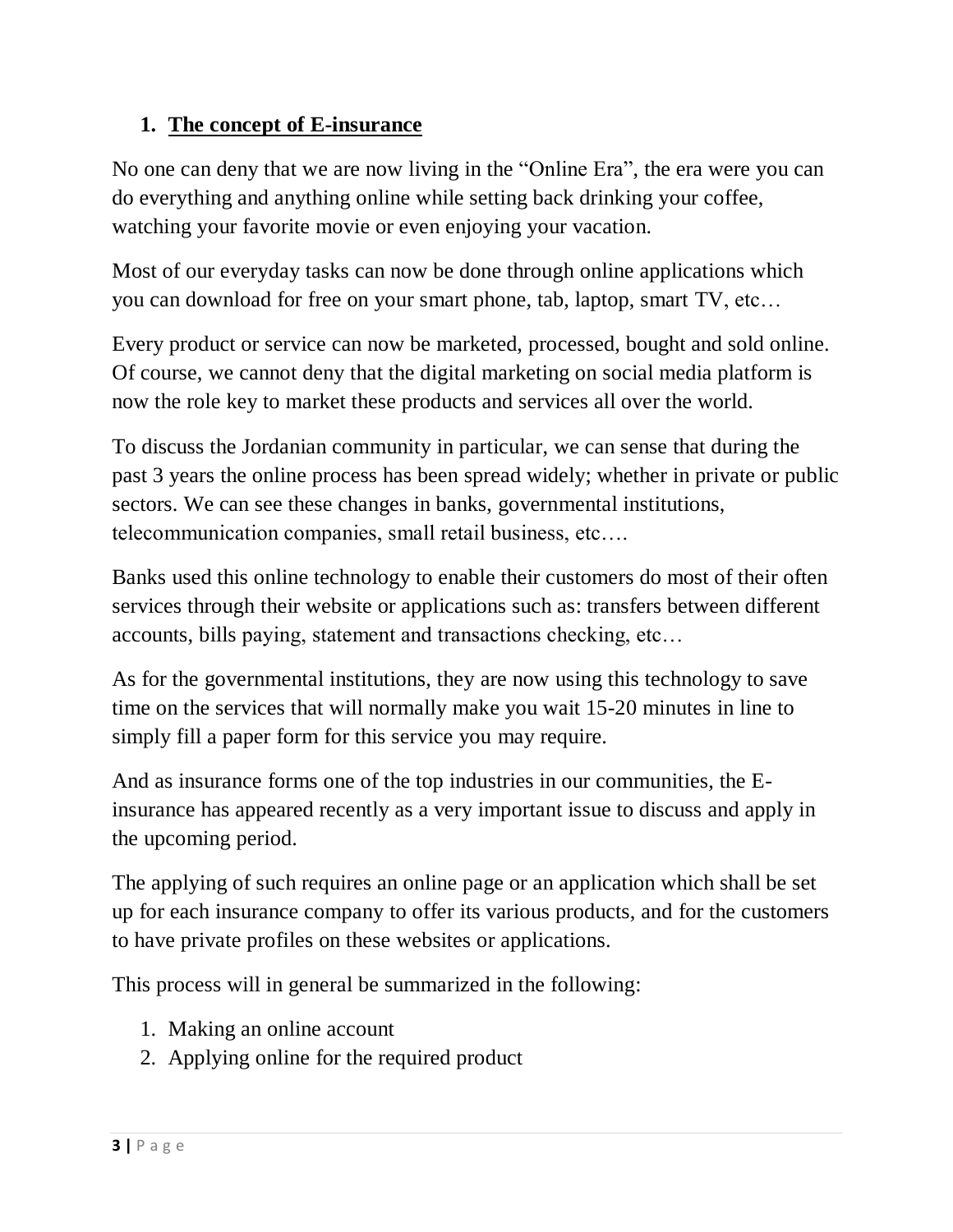## 1. The concept of E-insurance

No one can deny that we are now living in the "Online Era", the era were you can do everything and anything online while setting back drinking your coffee, watching your favorite movie or even enjoying your vacation.

Most of our everyday tasks can now be done through online applications which you can download for free on your smart phone, tab, laptop, smart TV, etc…

Every product or service can now be marketed, processed, bought and sold online. Of course, we cannot deny that the digital marketing on social media platform is now the role key to market these products and services all over the world.

To discuss the Jordanian community in particular, we can sense that during the past 3 years the online process has been spread widely; whether in private or public sectors. We can see these changes in banks, governmental institutions, telecommunication companies, small retail business, etc….

Banks used this online technology to enable their customers do most of their often services through their website or applications such as: transfers between different accounts, bills paying, statement and transactions checking, etc…

As for the governmental institutions, they are now using this technology to save time on the services that will normally make you wait 15-20 minutes in line to simply fill a paper form for this service you may require.

And as insurance forms one of the top industries in our communities, the E-insurance has appeared recently as a very important issue to discuss and apply in the upcoming period.

The applying of such requires an online page or an application which shall be set up for each insurance company to offer its various products, and for the customers to have private profiles on these websites or applications.

This process will in general be summarized in the following:

1. Making an online account
2. Applying online for the required product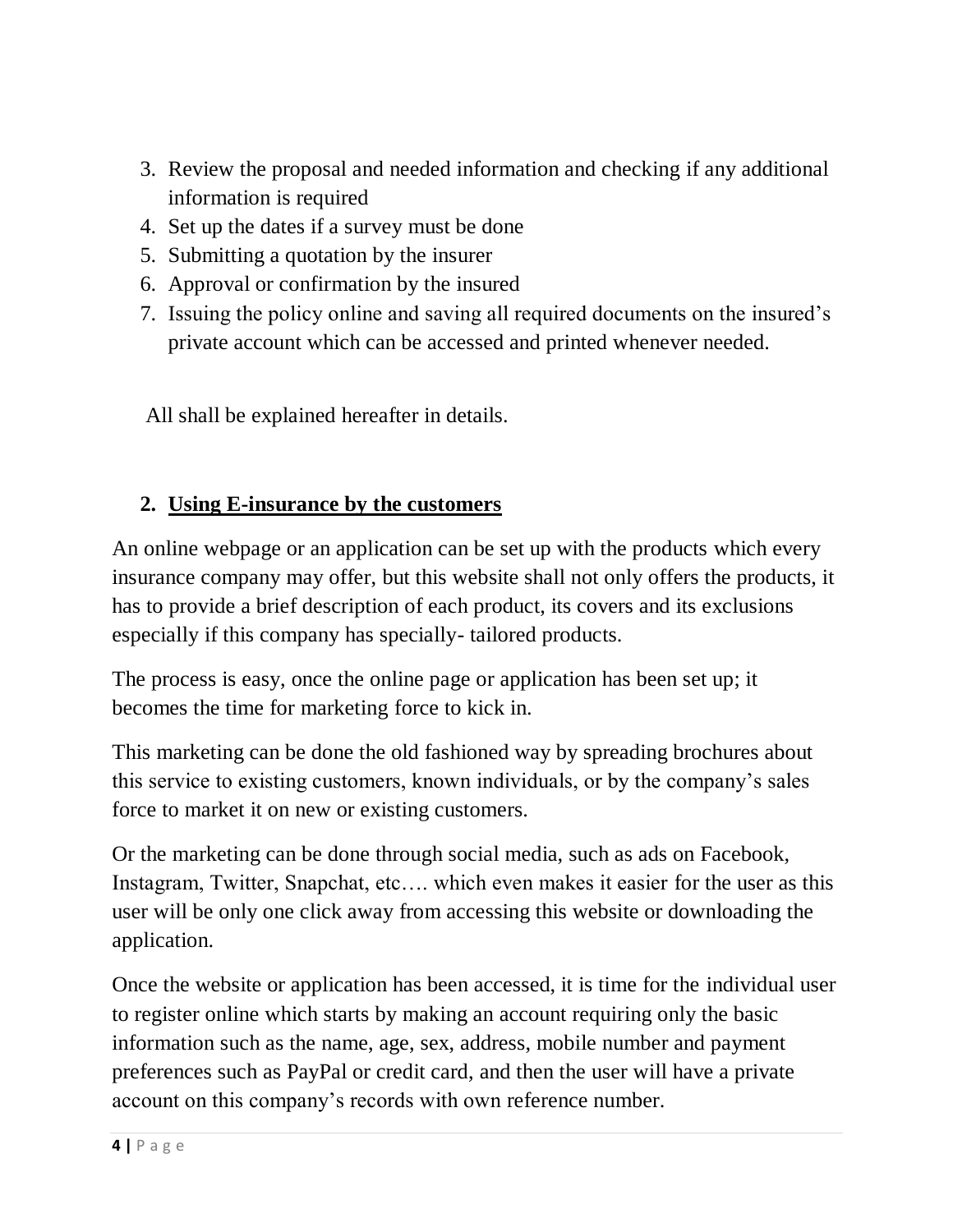3. Review the proposal and needed information and checking if any additional information is required
4. Set up the dates if a survey must be done
5. Submitting a quotation by the insurer
6. Approval or confirmation by the insured
7. Issuing the policy online and saving all required documents on the insured's private account which can be accessed and printed whenever needed.

All shall be explained hereafter in details.

## 2. <u>Using E-insurance by the customers</u>

An online webpage or an application can be set up with the products which every insurance company may offer, but this website shall not only offers the products, it has to provide a brief description of each product, its covers and its exclusions especially if this company has specially- tailored products.

The process is easy, once the online page or application has been set up; it becomes the time for marketing force to kick in.

This marketing can be done the old fashioned way by spreading brochures about this service to existing customers, known individuals, or by the company's sales force to market it on new or existing customers.

Or the marketing can be done through social media, such as ads on Facebook, Instagram, Twitter, Snapchat, etc…. which even makes it easier for the user as this user will be only one click away from accessing this website or downloading the application.

Once the website or application has been accessed, it is time for the individual user to register online which starts by making an account requiring only the basic information such as the name, age, sex, address, mobile number and payment preferences such as PayPal or credit card, and then the user will have a private account on this company's records with own reference number.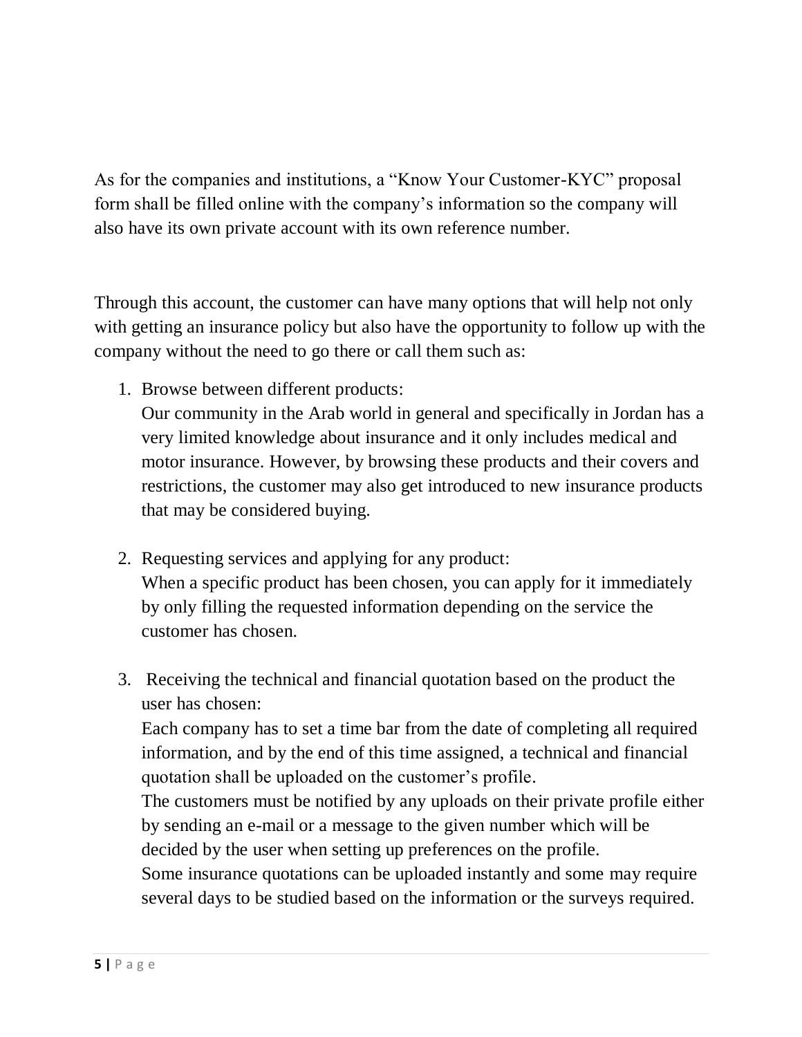As for the companies and institutions, a "Know Your Customer-KYC" proposal form shall be filled online with the company's information so the company will also have its own private account with its own reference number.

Through this account, the customer can have many options that will help not only with getting an insurance policy but also have the opportunity to follow up with the company without the need to go there or call them such as:

1. Browse between different products:
   Our community in the Arab world in general and specifically in Jordan has a very limited knowledge about insurance and it only includes medical and motor insurance. However, by browsing these products and their covers and restrictions, the customer may also get introduced to new insurance products that may be considered buying.

2. Requesting services and applying for any product:
   When a specific product has been chosen, you can apply for it immediately by only filling the requested information depending on the service the customer has chosen.

3. Receiving the technical and financial quotation based on the product the user has chosen:
   Each company has to set a time bar from the date of completing all required information, and by the end of this time assigned, a technical and financial quotation shall be uploaded on the customer's profile.
   The customers must be notified by any uploads on their private profile either by sending an e-mail or a message to the given number which will be decided by the user when setting up preferences on the profile.
   Some insurance quotations can be uploaded instantly and some may require several days to be studied based on the information or the surveys required.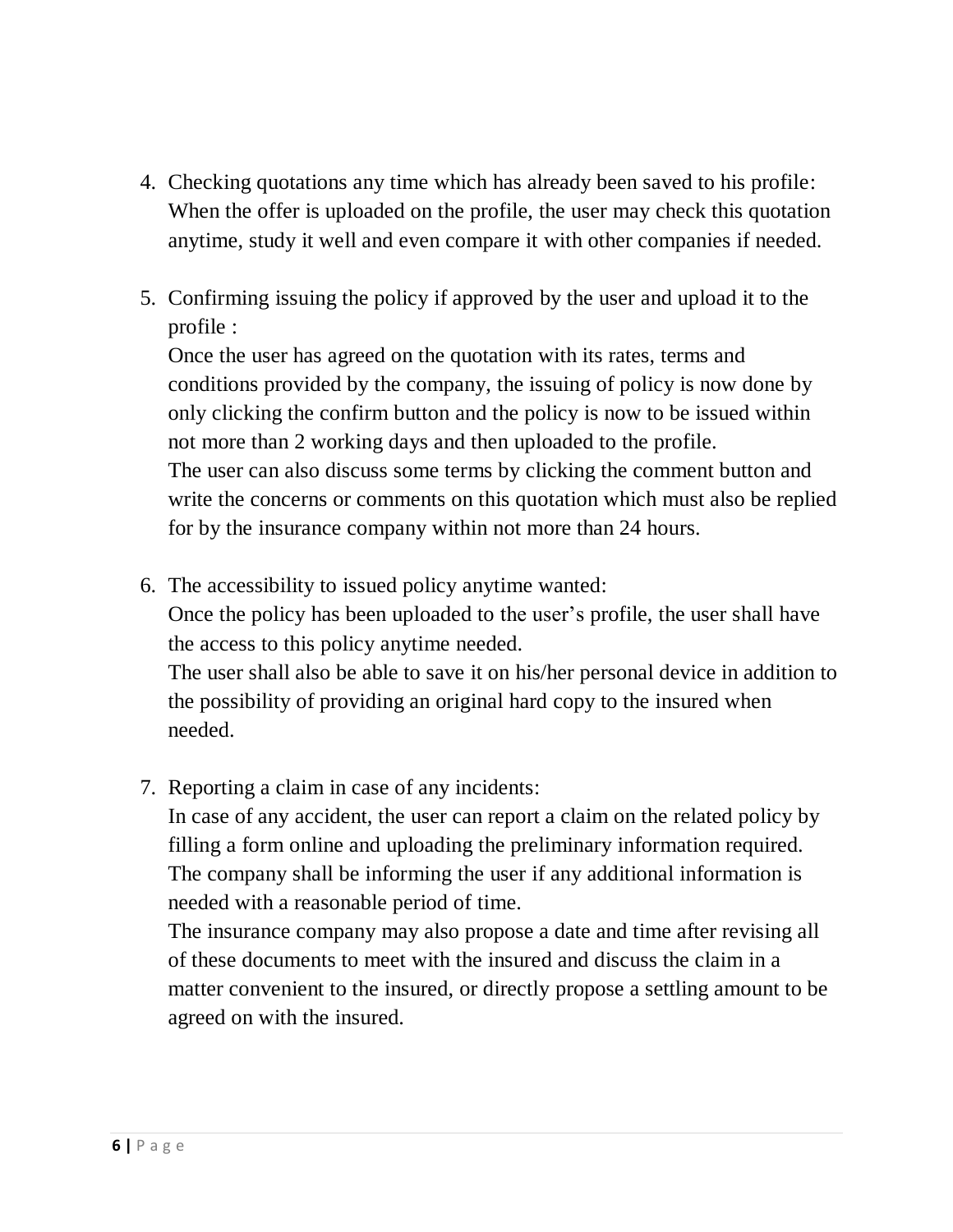4. Checking quotations any time which has already been saved to his profile:
   When the offer is uploaded on the profile, the user may check this quotation anytime, study it well and even compare it with other companies if needed.

5. Confirming issuing the policy if approved by the user and upload it to the profile :
   Once the user has agreed on the quotation with its rates, terms and conditions provided by the company, the issuing of policy is now done by only clicking the confirm button and the policy is now to be issued within not more than 2 working days and then uploaded to the profile.
   The user can also discuss some terms by clicking the comment button and write the concerns or comments on this quotation which must also be replied for by the insurance company within not more than 24 hours.

6. The accessibility to issued policy anytime wanted:
   Once the policy has been uploaded to the user's profile, the user shall have the access to this policy anytime needed.
   The user shall also be able to save it on his/her personal device in addition to the possibility of providing an original hard copy to the insured when needed.

7. Reporting a claim in case of any incidents:
   In case of any accident, the user can report a claim on the related policy by filling a form online and uploading the preliminary information required.
   The company shall be informing the user if any additional information is needed with a reasonable period of time.
   The insurance company may also propose a date and time after revising all of these documents to meet with the insured and discuss the claim in a matter convenient to the insured, or directly propose a settling amount to be agreed on with the insured.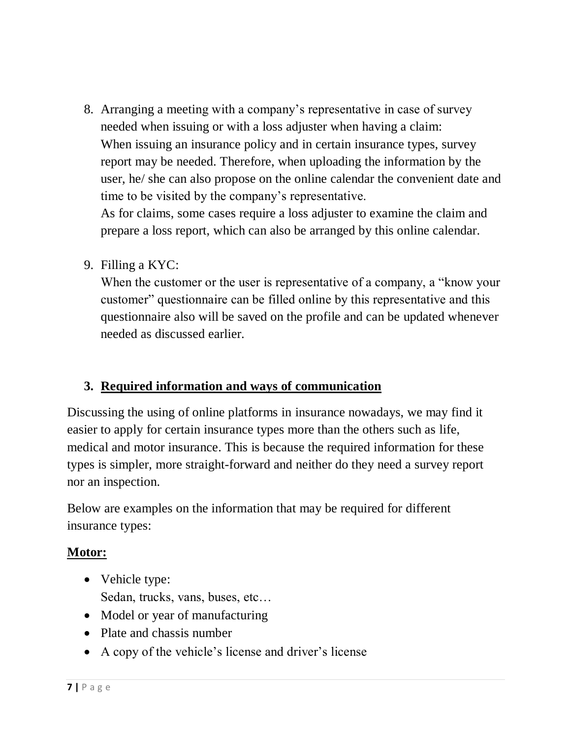8. Arranging a meeting with a company's representative in case of survey needed when issuing or with a loss adjuster when having a claim:
   When issuing an insurance policy and in certain insurance types, survey report may be needed. Therefore, when uploading the information by the user, he/ she can also propose on the online calendar the convenient date and time to be visited by the company's representative.
   As for claims, some cases require a loss adjuster to examine the claim and prepare a loss report, which can also be arranged by this online calendar.

9. Filling a KYC:
   When the customer or the user is representative of a company, a "know your customer" questionnaire can be filled online by this representative and this questionnaire also will be saved on the profile and can be updated whenever needed as discussed earlier.

## 3. Required information and ways of communication

Discussing the using of online platforms in insurance nowadays, we may find it easier to apply for certain insurance types more than the others such as life, medical and motor insurance. This is because the required information for these types is simpler, more straight-forward and neither do they need a survey report nor an inspection.

Below are examples on the information that may be required for different insurance types:

**Motor:**

- Vehicle type:
  Sedan, trucks, vans, buses, etc…
- Model or year of manufacturing
- Plate and chassis number
- A copy of the vehicle's license and driver's license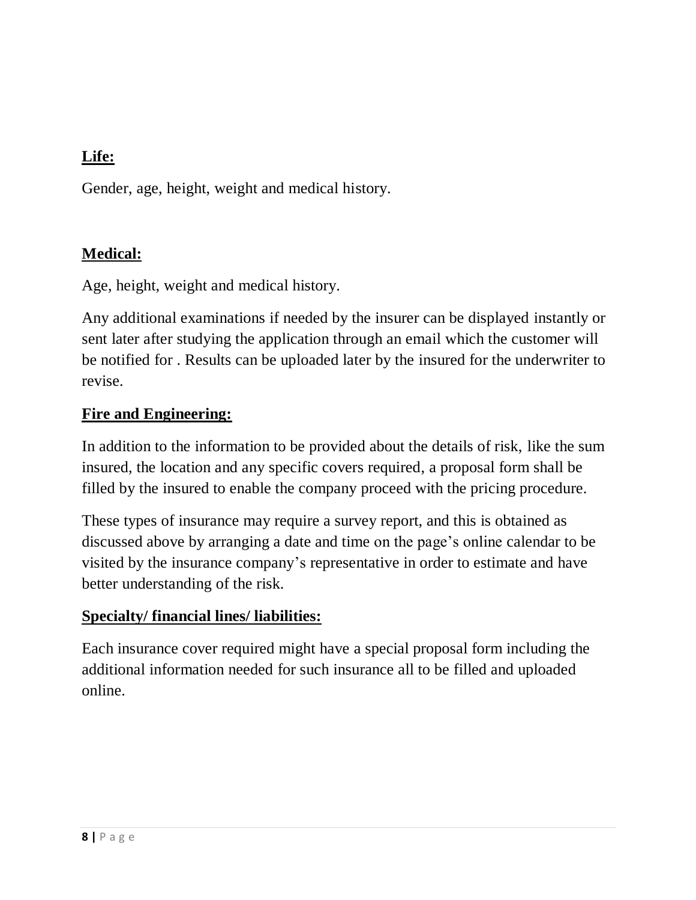**Life:**

Gender, age, height, weight and medical history.

**Medical:**

Age, height, weight and medical history.

Any additional examinations if needed by the insurer can be displayed instantly or sent later after studying the application through an email which the customer will be notified for . Results can be uploaded later by the insured for the underwriter to revise.

**Fire and Engineering:**

In addition to the information to be provided about the details of risk, like the sum insured, the location and any specific covers required, a proposal form shall be filled by the insured to enable the company proceed with the pricing procedure.

These types of insurance may require a survey report, and this is obtained as discussed above by arranging a date and time on the page's online calendar to be visited by the insurance company's representative in order to estimate and have better understanding of the risk.

**Specialty/ financial lines/ liabilities:**

Each insurance cover required might have a special proposal form including the additional information needed for such insurance all to be filled and uploaded online.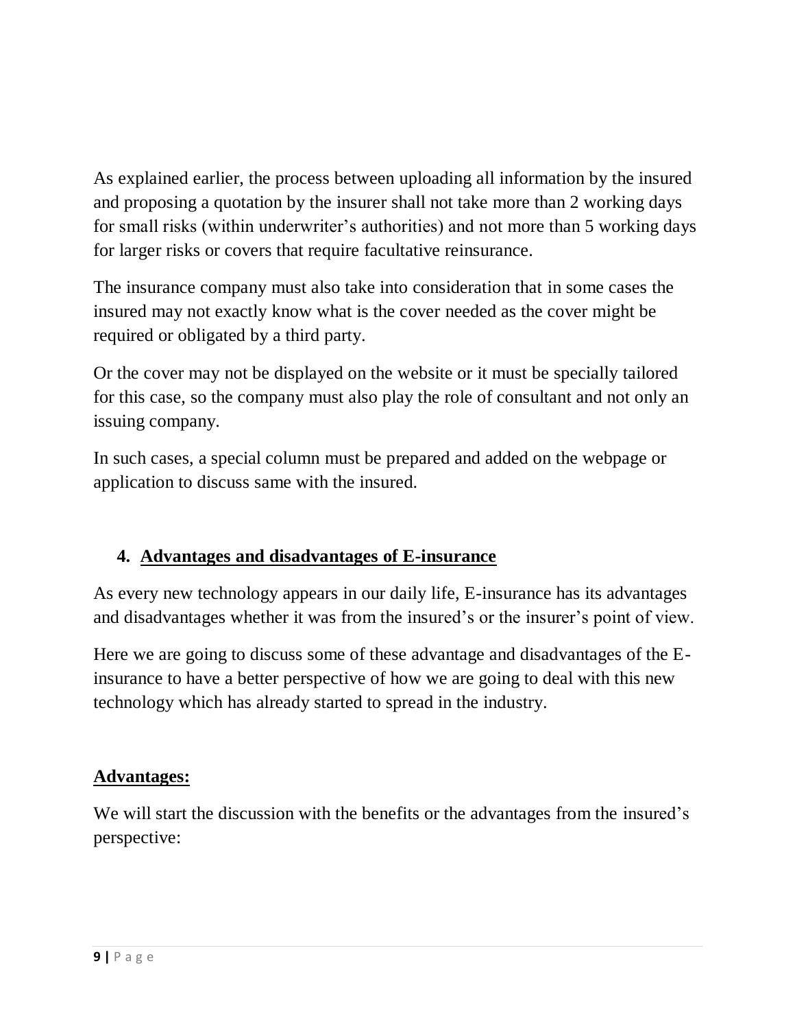As explained earlier, the process between uploading all information by the insured and proposing a quotation by the insurer shall not take more than 2 working days for small risks (within underwriter's authorities) and not more than 5 working days for larger risks or covers that require facultative reinsurance.

The insurance company must also take into consideration that in some cases the insured may not exactly know what is the cover needed as the cover might be required or obligated by a third party.

Or the cover may not be displayed on the website or it must be specially tailored for this case, so the company must also play the role of consultant and not only an issuing company.

In such cases, a special column must be prepared and added on the webpage or application to discuss same with the insured.

## 4. Advantages and disadvantages of E-insurance

As every new technology appears in our daily life, E-insurance has its advantages and disadvantages whether it was from the insured's or the insurer's point of view.

Here we are going to discuss some of these advantage and disadvantages of the E-insurance to have a better perspective of how we are going to deal with this new technology which has already started to spread in the industry.

### Advantages:

We will start the discussion with the benefits or the advantages from the insured's perspective: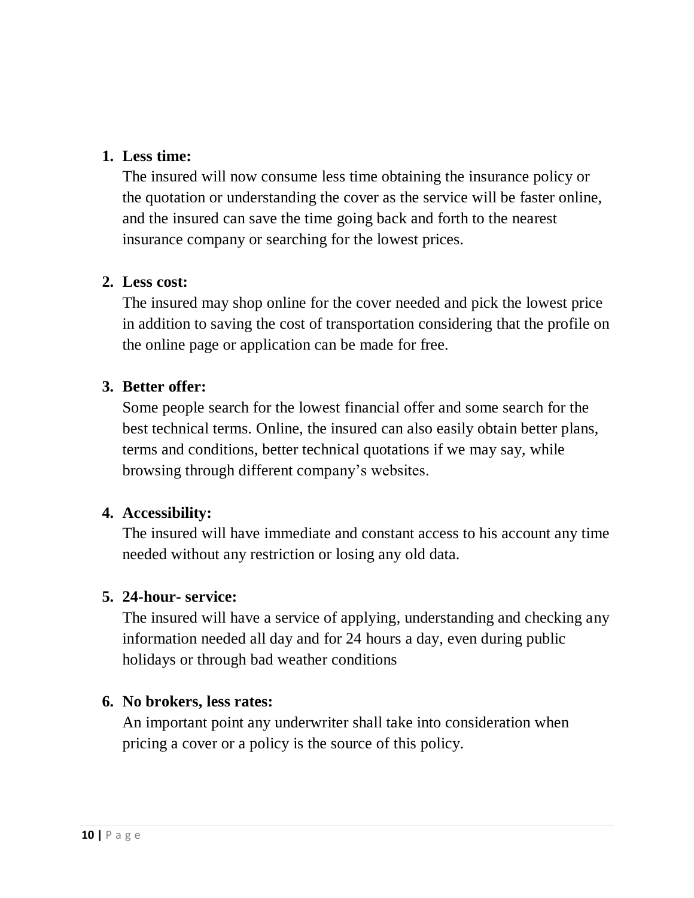1. **Less time:**
   The insured will now consume less time obtaining the insurance policy or the quotation or understanding the cover as the service will be faster online, and the insured can save the time going back and forth to the nearest insurance company or searching for the lowest prices.

2. **Less cost:**
   The insured may shop online for the cover needed and pick the lowest price in addition to saving the cost of transportation considering that the profile on the online page or application can be made for free.

3. **Better offer:**
   Some people search for the lowest financial offer and some search for the best technical terms. Online, the insured can also easily obtain better plans, terms and conditions, better technical quotations if we may say, while browsing through different company's websites.

4. **Accessibility:**
   The insured will have immediate and constant access to his account any time needed without any restriction or losing any old data.

5. **24-hour- service:**
   The insured will have a service of applying, understanding and checking any information needed all day and for 24 hours a day, even during public holidays or through bad weather conditions

6. **No brokers, less rates:**
   An important point any underwriter shall take into consideration when pricing a cover or a policy is the source of this policy.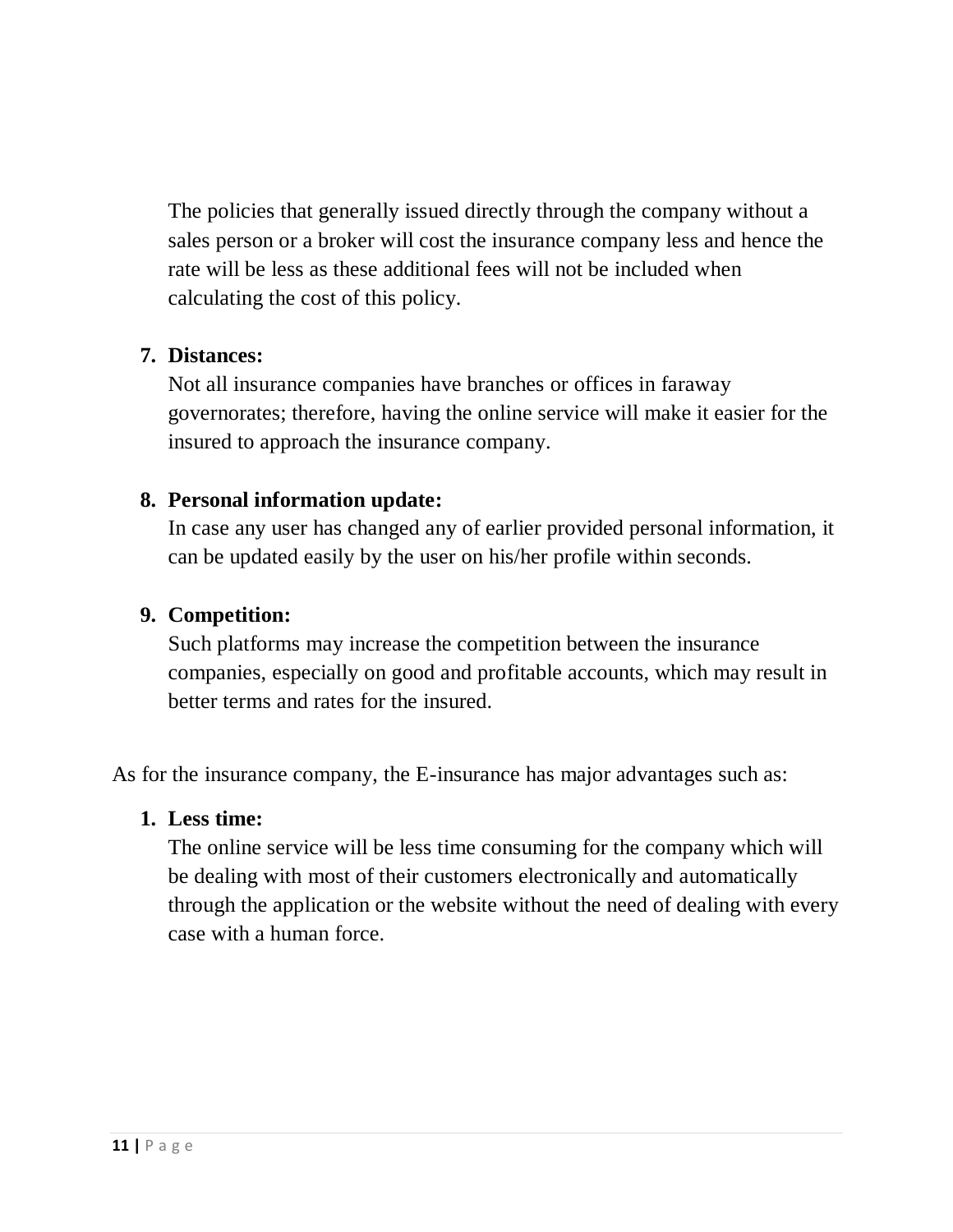The policies that generally issued directly through the company without a sales person or a broker will cost the insurance company less and hence the rate will be less as these additional fees will not be included when calculating the cost of this policy.

7. **Distances:**
   Not all insurance companies have branches or offices in faraway governorates; therefore, having the online service will make it easier for the insured to approach the insurance company.

8. **Personal information update:**
   In case any user has changed any of earlier provided personal information, it can be updated easily by the user on his/her profile within seconds.

9. **Competition:**
   Such platforms may increase the competition between the insurance companies, especially on good and profitable accounts, which may result in better terms and rates for the insured.

As for the insurance company, the E-insurance has major advantages such as:

1. **Less time:**
   The online service will be less time consuming for the company which will be dealing with most of their customers electronically and automatically through the application or the website without the need of dealing with every case with a human force.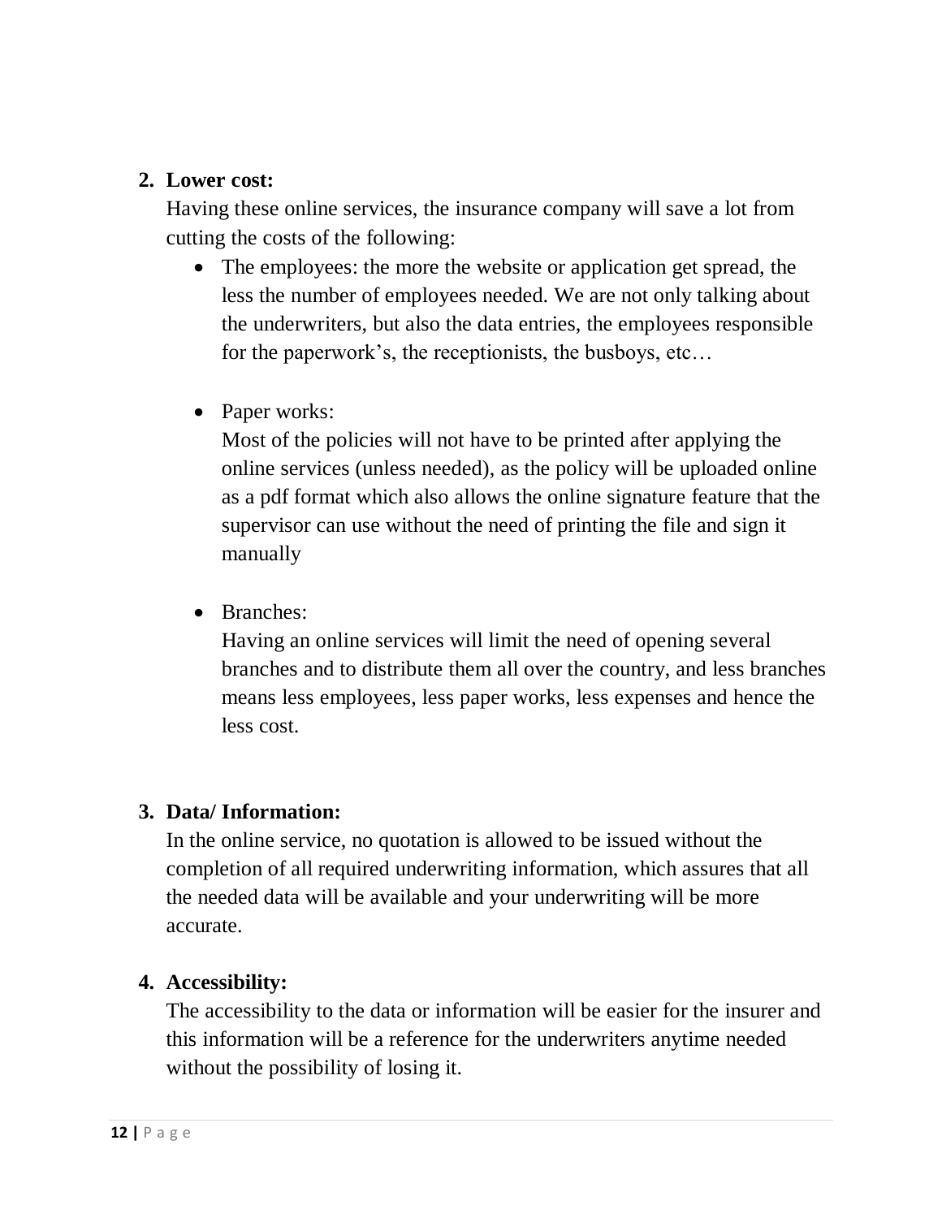2. **Lower cost:**
   Having these online services, the insurance company will save a lot from cutting the costs of the following:
   - The employees: the more the website or application get spread, the less the number of employees needed. We are not only talking about the underwriters, but also the data entries, the employees responsible for the paperwork's, the receptionists, the busboys, etc…
   - Paper works:
     Most of the policies will not have to be printed after applying the online services (unless needed), as the policy will be uploaded online as a pdf format which also allows the online signature feature that the supervisor can use without the need of printing the file and sign it manually
   - Branches:
     Having an online services will limit the need of opening several branches and to distribute them all over the country, and less branches means less employees, less paper works, less expenses and hence the less cost.

3. **Data/ Information:**
   In the online service, no quotation is allowed to be issued without the completion of all required underwriting information, which assures that all the needed data will be available and your underwriting will be more accurate.

4. **Accessibility:**
   The accessibility to the data or information will be easier for the insurer and this information will be a reference for the underwriters anytime needed without the possibility of losing it.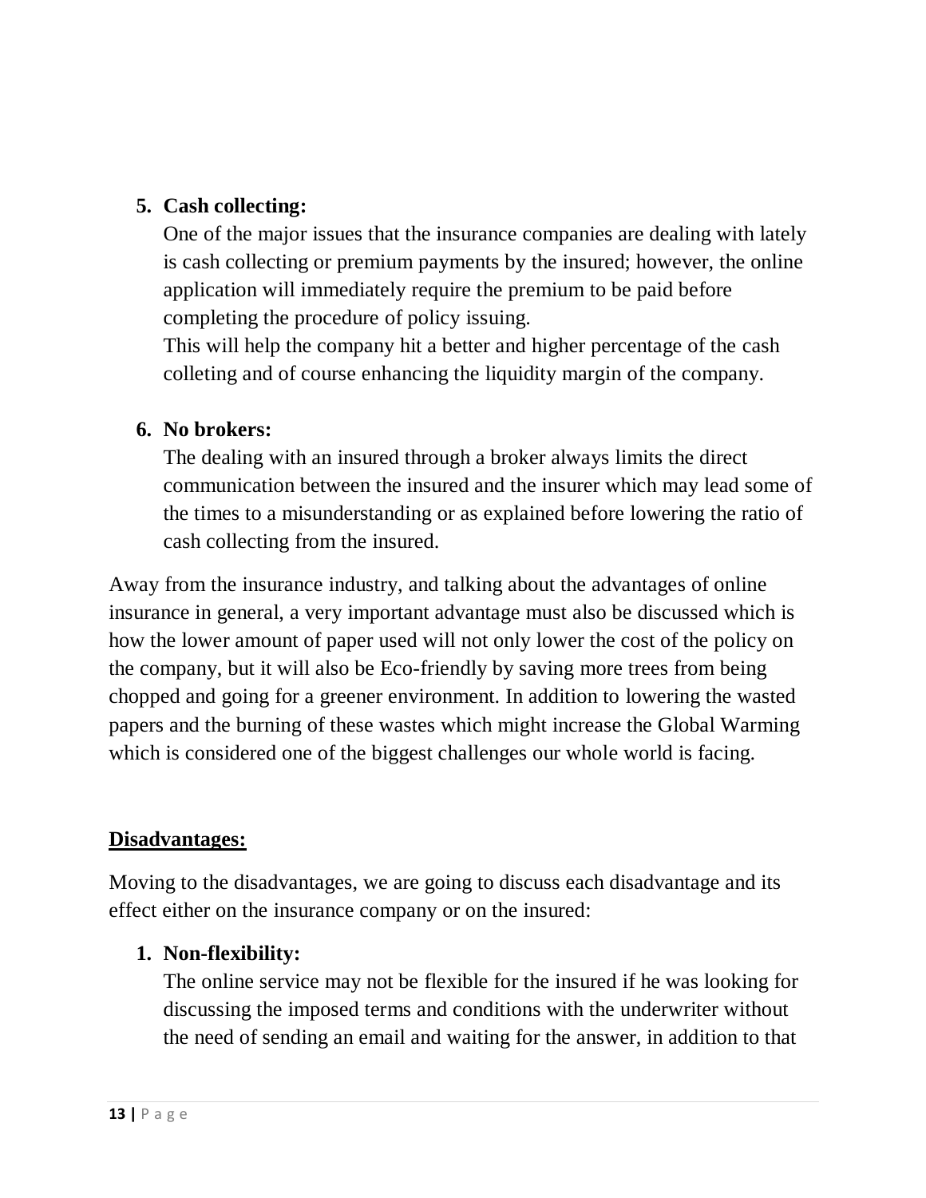5. **Cash collecting:**
   One of the major issues that the insurance companies are dealing with lately is cash collecting or premium payments by the insured; however, the online application will immediately require the premium to be paid before completing the procedure of policy issuing.
   This will help the company hit a better and higher percentage of the cash colleting and of course enhancing the liquidity margin of the company.

6. **No brokers:**
   The dealing with an insured through a broker always limits the direct communication between the insured and the insurer which may lead some of the times to a misunderstanding or as explained before lowering the ratio of cash collecting from the insured.

Away from the insurance industry, and talking about the advantages of online insurance in general, a very important advantage must also be discussed which is how the lower amount of paper used will not only lower the cost of the policy on the company, but it will also be Eco-friendly by saving more trees from being chopped and going for a greener environment. In addition to lowering the wasted papers and the burning of these wastes which might increase the Global Warming which is considered one of the biggest challenges our whole world is facing.

**<u>Disadvantages:</u>**

Moving to the disadvantages, we are going to discuss each disadvantage and its effect either on the insurance company or on the insured:

1. **Non-flexibility:**
   The online service may not be flexible for the insured if he was looking for discussing the imposed terms and conditions with the underwriter without the need of sending an email and waiting for the answer, in addition to that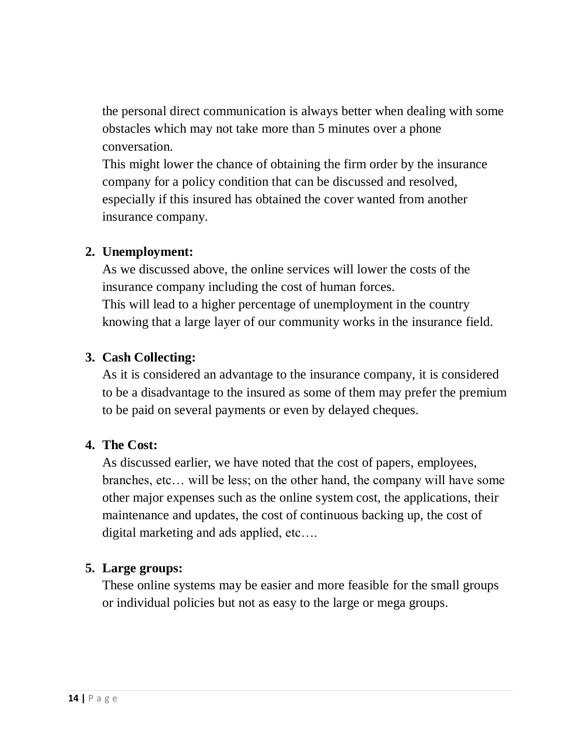the personal direct communication is always better when dealing with some obstacles which may not take more than 5 minutes over a phone conversation.
This might lower the chance of obtaining the firm order by the insurance company for a policy condition that can be discussed and resolved, especially if this insured has obtained the cover wanted from another insurance company.

2. **Unemployment:**
   As we discussed above, the online services will lower the costs of the insurance company including the cost of human forces.
   This will lead to a higher percentage of unemployment in the country knowing that a large layer of our community works in the insurance field.

3. **Cash Collecting:**
   As it is considered an advantage to the insurance company, it is considered to be a disadvantage to the insured as some of them may prefer the premium to be paid on several payments or even by delayed cheques.

4. **The Cost:**
   As discussed earlier, we have noted that the cost of papers, employees, branches, etc… will be less; on the other hand, the company will have some other major expenses such as the online system cost, the applications, their maintenance and updates, the cost of continuous backing up, the cost of digital marketing and ads applied, etc….

5. **Large groups:**
   These online systems may be easier and more feasible for the small groups or individual policies but not as easy to the large or mega groups.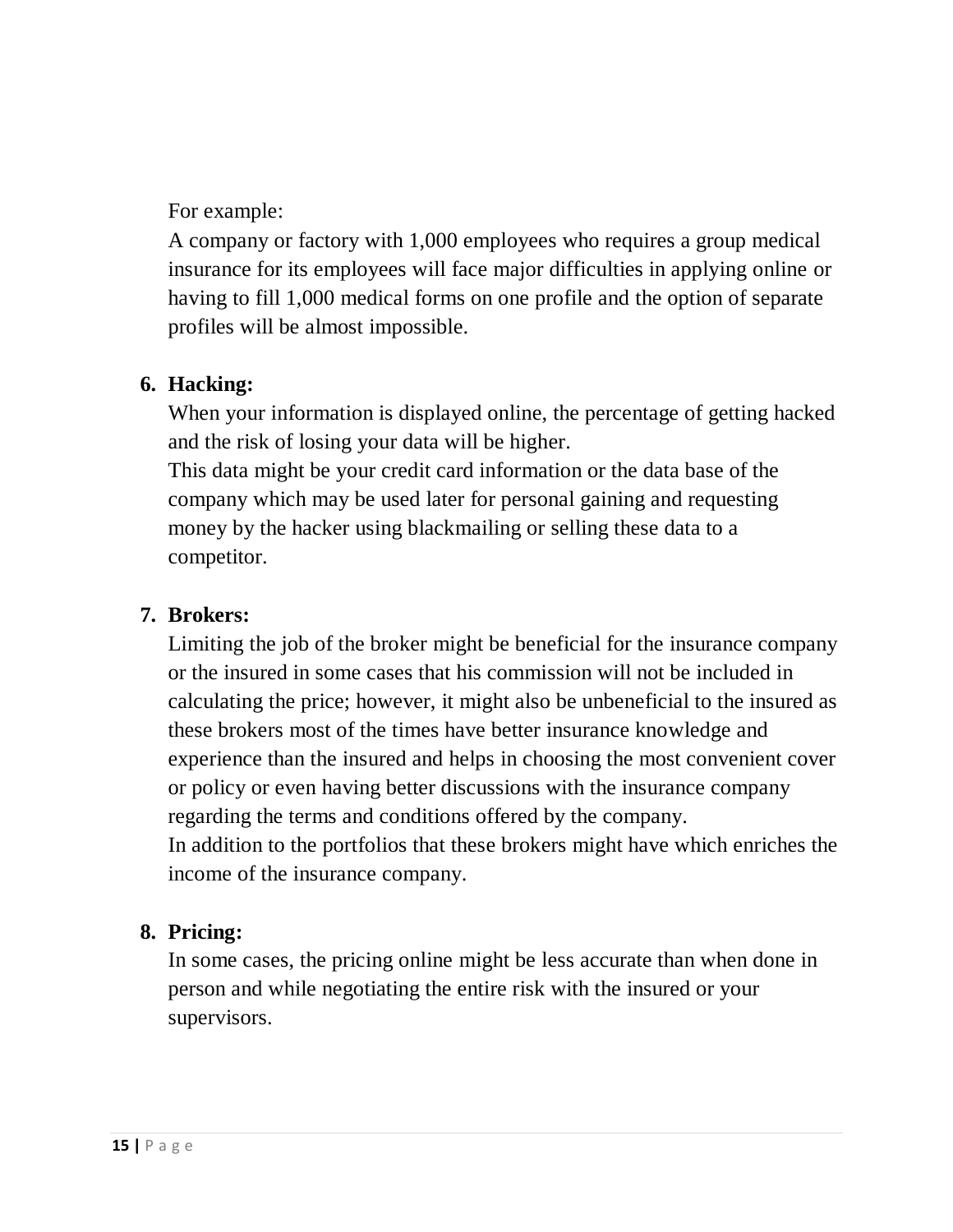For example:

A company or factory with 1,000 employees who requires a group medical insurance for its employees will face major difficulties in applying online or having to fill 1,000 medical forms on one profile and the option of separate profiles will be almost impossible.

6. **Hacking:**

   When your information is displayed online, the percentage of getting hacked and the risk of losing your data will be higher.

   This data might be your credit card information or the data base of the company which may be used later for personal gaining and requesting money by the hacker using blackmailing or selling these data to a competitor.

7. **Brokers:**

   Limiting the job of the broker might be beneficial for the insurance company or the insured in some cases that his commission will not be included in calculating the price; however, it might also be unbeneficial to the insured as these brokers most of the times have better insurance knowledge and experience than the insured and helps in choosing the most convenient cover or policy or even having better discussions with the insurance company regarding the terms and conditions offered by the company.

   In addition to the portfolios that these brokers might have which enriches the income of the insurance company.

8. **Pricing:**

   In some cases, the pricing online might be less accurate than when done in person and while negotiating the entire risk with the insured or your supervisors.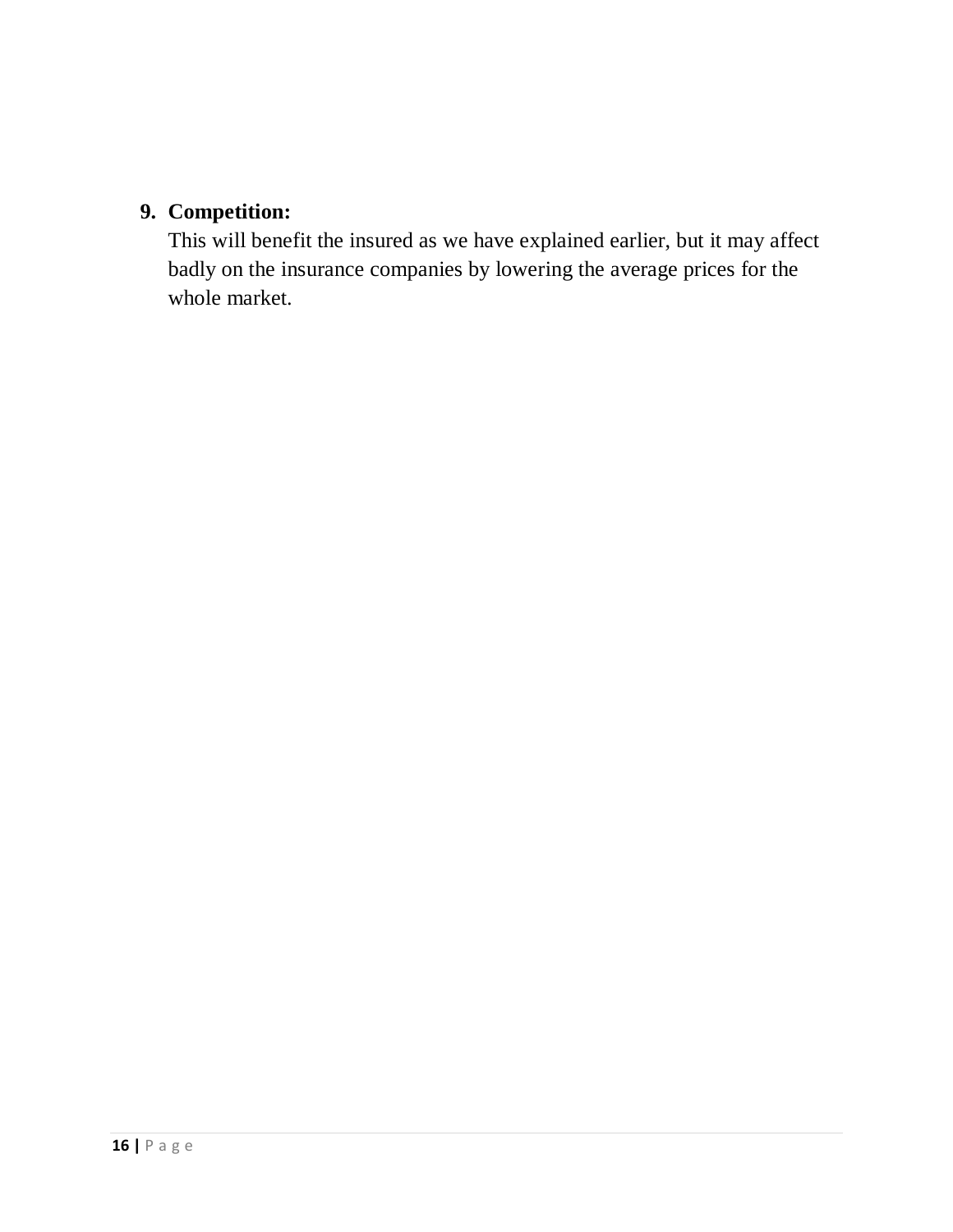9. **Competition:**
   This will benefit the insured as we have explained earlier, but it may affect badly on the insurance companies by lowering the average prices for the whole market.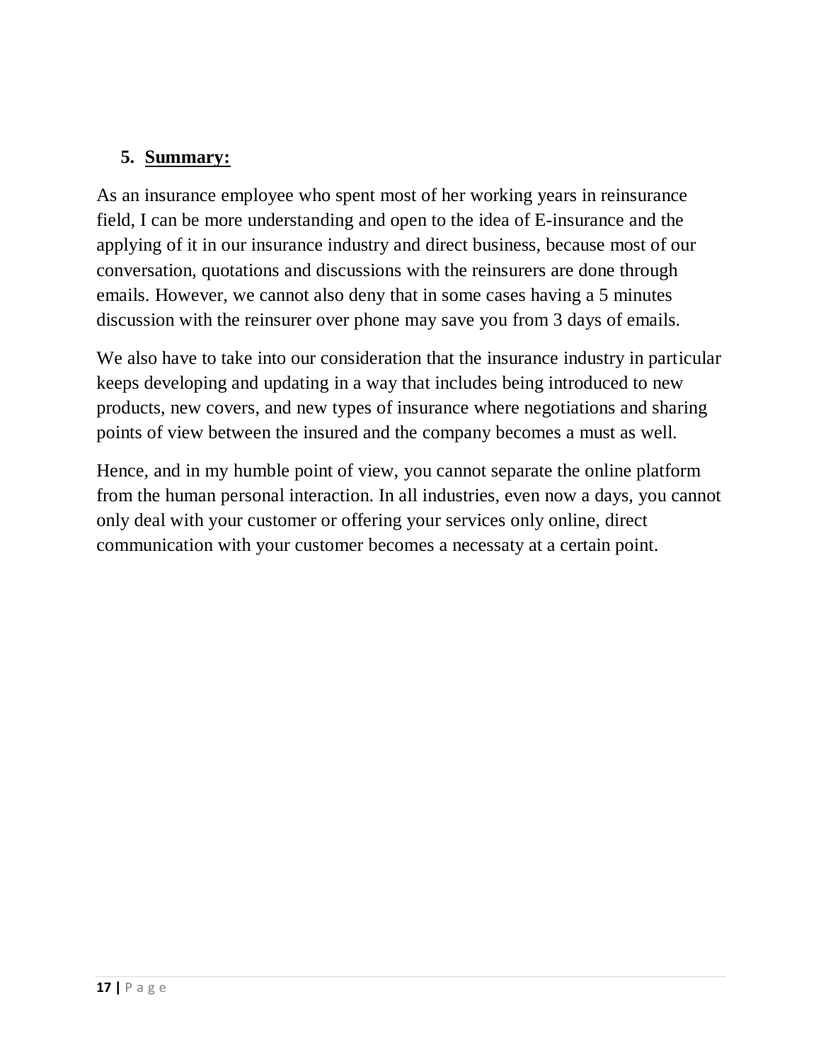## 5. Summary:

As an insurance employee who spent most of her working years in reinsurance field, I can be more understanding and open to the idea of E-insurance and the applying of it in our insurance industry and direct business, because most of our conversation, quotations and discussions with the reinsurers are done through emails. However, we cannot also deny that in some cases having a 5 minutes discussion with the reinsurer over phone may save you from 3 days of emails.

We also have to take into our consideration that the insurance industry in particular keeps developing and updating in a way that includes being introduced to new products, new covers, and new types of insurance where negotiations and sharing points of view between the insured and the company becomes a must as well.

Hence, and in my humble point of view, you cannot separate the online platform from the human personal interaction. In all industries, even now a days, you cannot only deal with your customer or offering your services only online, direct communication with your customer becomes a necessaty at a certain point.